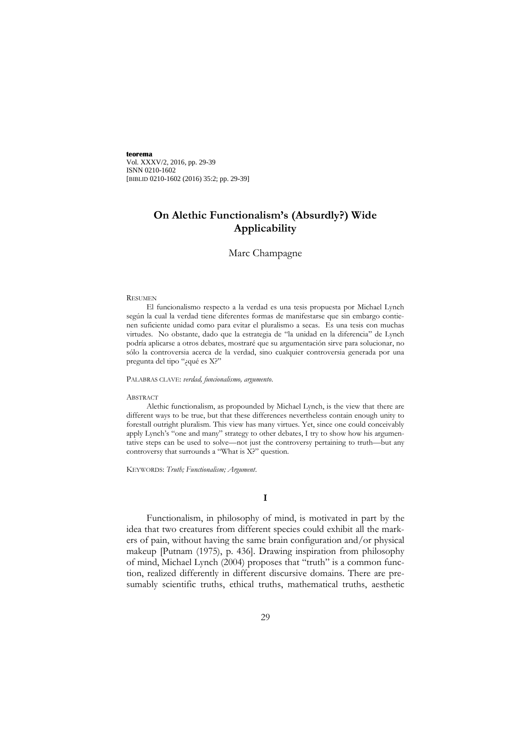**teorema**
Vol. XXXV/2, 2016, pp. 29-39
ISNN 0210-1602
[BIBLID 0210-1602 (2016) 35:2; pp. 29-39]

# On Alethic Functionalism's (Absurdly?) Wide Applicability

Marc Champagne

RESUMEN

El funcionalismo respecto a la verdad es una tesis propuesta por Michael Lynch según la cual la verdad tiene diferentes formas de manifestarse que sin embargo contienen suficiente unidad como para evitar el pluralismo a secas. Es una tesis con muchas virtudes. No obstante, dado que la estrategia de "la unidad en la diferencia" de Lynch podría aplicarse a otros debates, mostraré que su argumentación sirve para solucionar, no sólo la controversia acerca de la verdad, sino cualquier controversia generada por una pregunta del tipo "¿qué es X?"

PALABRAS CLAVE: *verdad, funcionalismo, argumento*.

ABSTRACT

Alethic functionalism, as propounded by Michael Lynch, is the view that there are different ways to be true, but that these differences nevertheless contain enough unity to forestall outright pluralism. This view has many virtues. Yet, since one could conceivably apply Lynch's "one and many" strategy to other debates, I try to show how his argumentative steps can be used to solve—not just the controversy pertaining to truth—but any controversy that surrounds a "What is X?" question.

KEYWORDS: *Truth; Functionalism; Argument*.

## I

Functionalism, in philosophy of mind, is motivated in part by the idea that two creatures from different species could exhibit all the markers of pain, without having the same brain configuration and/or physical makeup [Putnam (1975), p. 436]. Drawing inspiration from philosophy of mind, Michael Lynch (2004) proposes that "truth" is a common function, realized differently in different discursive domains. There are presumably scientific truths, ethical truths, mathematical truths, aesthetic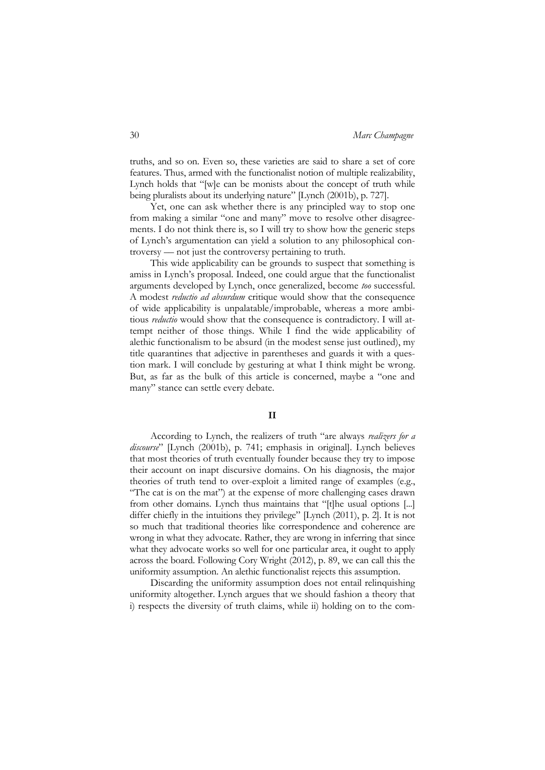truths, and so on. Even so, these varieties are said to share a set of core features. Thus, armed with the functionalist notion of multiple realizability, Lynch holds that "[w]e can be monists about the concept of truth while being pluralists about its underlying nature" [Lynch (2001b), p. 727].

Yet, one can ask whether there is any principled way to stop one from making a similar "one and many" move to resolve other disagreements. I do not think there is, so I will try to show how the generic steps of Lynch's argumentation can yield a solution to any philosophical controversy — not just the controversy pertaining to truth.

This wide applicability can be grounds to suspect that something is amiss in Lynch's proposal. Indeed, one could argue that the functionalist arguments developed by Lynch, once generalized, become *too* successful. A modest *reductio ad absurdum* critique would show that the consequence of wide applicability is unpalatable/improbable, whereas a more ambitious *reductio* would show that the consequence is contradictory. I will attempt neither of those things. While I find the wide applicability of alethic functionalism to be absurd (in the modest sense just outlined), my title quarantines that adjective in parentheses and guards it with a question mark. I will conclude by gesturing at what I think might be wrong. But, as far as the bulk of this article is concerned, maybe a "one and many" stance can settle every debate.

## II

According to Lynch, the realizers of truth "are always *realizers for a discourse*" [Lynch (2001b), p. 741; emphasis in original]. Lynch believes that most theories of truth eventually founder because they try to impose their account on inapt discursive domains. On his diagnosis, the major theories of truth tend to over-exploit a limited range of examples (e.g., "The cat is on the mat") at the expense of more challenging cases drawn from other domains. Lynch thus maintains that "[t]he usual options [...] differ chiefly in the intuitions they privilege" [Lynch (2011), p. 2]. It is not so much that traditional theories like correspondence and coherence are wrong in what they advocate. Rather, they are wrong in inferring that since what they advocate works so well for one particular area, it ought to apply across the board. Following Cory Wright (2012), p. 89, we can call this the uniformity assumption. An alethic functionalist rejects this assumption.

Discarding the uniformity assumption does not entail relinquishing uniformity altogether. Lynch argues that we should fashion a theory that i) respects the diversity of truth claims, while ii) holding on to the com-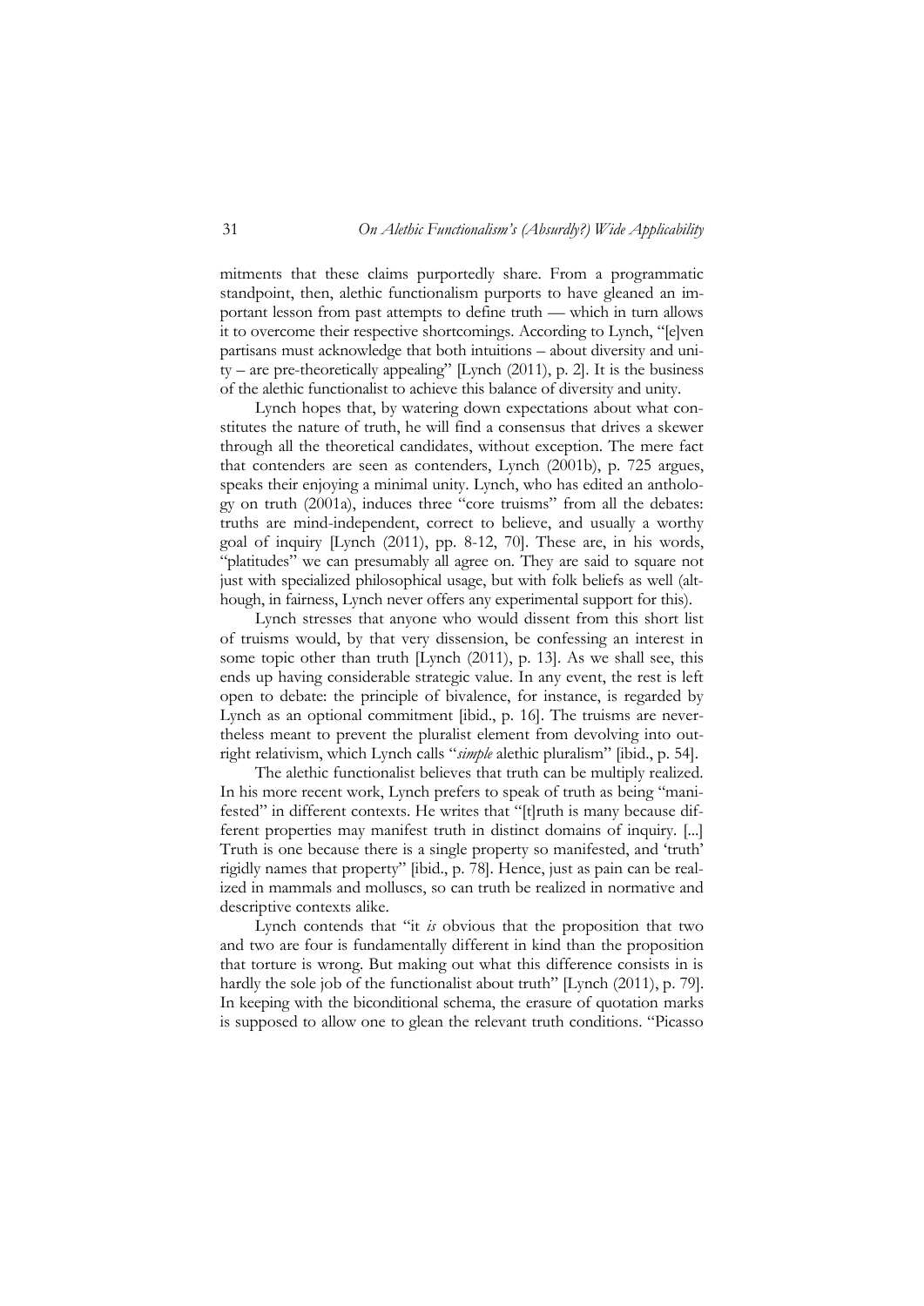mitments that these claims purportedly share. From a programmatic standpoint, then, alethic functionalism purports to have gleaned an important lesson from past attempts to define truth — which in turn allows it to overcome their respective shortcomings. According to Lynch, "[e]ven partisans must acknowledge that both intuitions – about diversity and unity – are pre-theoretically appealing" [Lynch (2011), p. 2]. It is the business of the alethic functionalist to achieve this balance of diversity and unity.

Lynch hopes that, by watering down expectations about what constitutes the nature of truth, he will find a consensus that drives a skewer through all the theoretical candidates, without exception. The mere fact that contenders are seen as contenders, Lynch (2001b), p. 725 argues, speaks their enjoying a minimal unity. Lynch, who has edited an anthology on truth (2001a), induces three "core truisms" from all the debates: truths are mind-independent, correct to believe, and usually a worthy goal of inquiry [Lynch (2011), pp. 8-12, 70]. These are, in his words, "platitudes" we can presumably all agree on. They are said to square not just with specialized philosophical usage, but with folk beliefs as well (although, in fairness, Lynch never offers any experimental support for this).

Lynch stresses that anyone who would dissent from this short list of truisms would, by that very dissension, be confessing an interest in some topic other than truth [Lynch (2011), p. 13]. As we shall see, this ends up having considerable strategic value. In any event, the rest is left open to debate: the principle of bivalence, for instance, is regarded by Lynch as an optional commitment [ibid., p. 16]. The truisms are nevertheless meant to prevent the pluralist element from devolving into outright relativism, which Lynch calls "*simple* alethic pluralism" [ibid., p. 54].

The alethic functionalist believes that truth can be multiply realized. In his more recent work, Lynch prefers to speak of truth as being "manifested" in different contexts. He writes that "[t]ruth is many because different properties may manifest truth in distinct domains of inquiry. [...] Truth is one because there is a single property so manifested, and 'truth' rigidly names that property" [ibid., p. 78]. Hence, just as pain can be realized in mammals and molluscs, so can truth be realized in normative and descriptive contexts alike.

Lynch contends that "it *is* obvious that the proposition that two and two are four is fundamentally different in kind than the proposition that torture is wrong. But making out what this difference consists in is hardly the sole job of the functionalist about truth" [Lynch (2011), p. 79]. In keeping with the biconditional schema, the erasure of quotation marks is supposed to allow one to glean the relevant truth conditions. "Picasso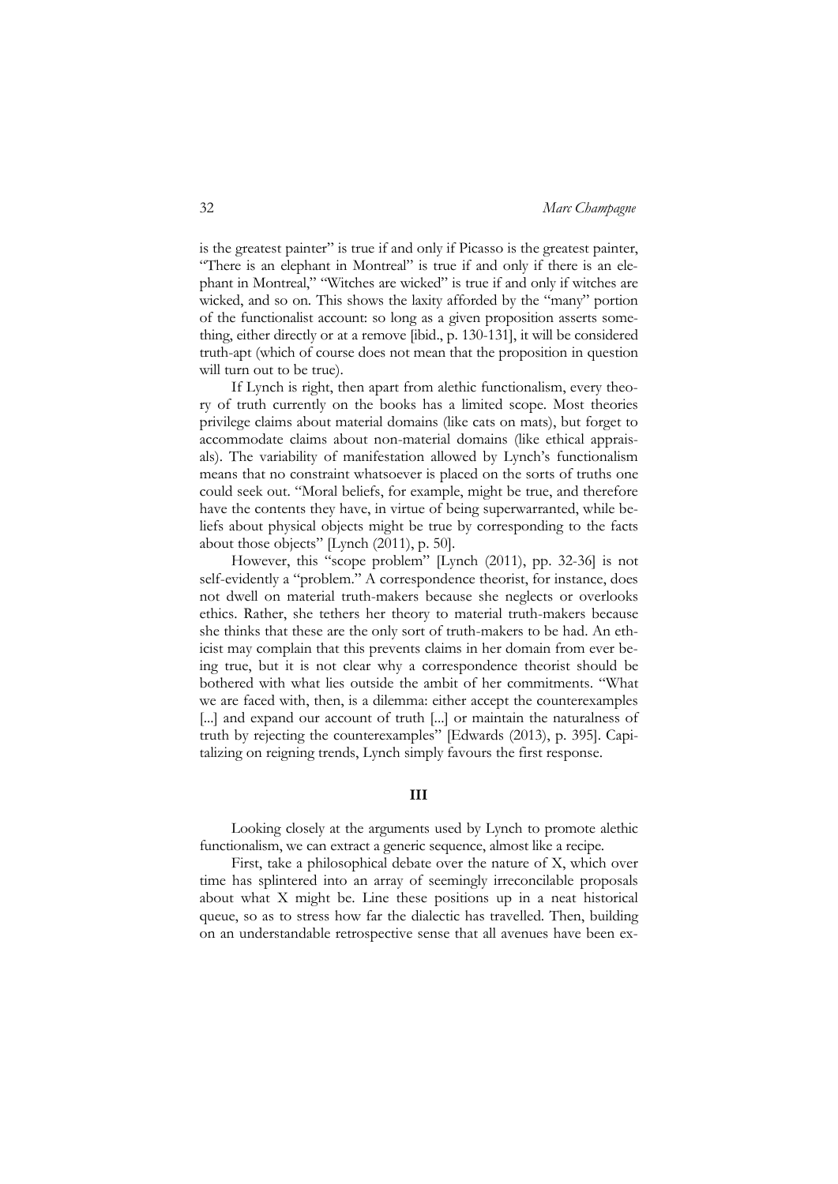is the greatest painter" is true if and only if Picasso is the greatest painter, "There is an elephant in Montreal" is true if and only if there is an elephant in Montreal," "Witches are wicked" is true if and only if witches are wicked, and so on. This shows the laxity afforded by the "many" portion of the functionalist account: so long as a given proposition asserts something, either directly or at a remove [ibid., p. 130-131], it will be considered truth-apt (which of course does not mean that the proposition in question will turn out to be true).

If Lynch is right, then apart from alethic functionalism, every theory of truth currently on the books has a limited scope. Most theories privilege claims about material domains (like cats on mats), but forget to accommodate claims about non-material domains (like ethical appraisals). The variability of manifestation allowed by Lynch's functionalism means that no constraint whatsoever is placed on the sorts of truths one could seek out. "Moral beliefs, for example, might be true, and therefore have the contents they have, in virtue of being superwarranted, while beliefs about physical objects might be true by corresponding to the facts about those objects" [Lynch (2011), p. 50].

However, this "scope problem" [Lynch (2011), pp. 32-36] is not self-evidently a "problem." A correspondence theorist, for instance, does not dwell on material truth-makers because she neglects or overlooks ethics. Rather, she tethers her theory to material truth-makers because she thinks that these are the only sort of truth-makers to be had. An ethicist may complain that this prevents claims in her domain from ever being true, but it is not clear why a correspondence theorist should be bothered with what lies outside the ambit of her commitments. "What we are faced with, then, is a dilemma: either accept the counterexamples [...] and expand our account of truth [...] or maintain the naturalness of truth by rejecting the counterexamples" [Edwards (2013), p. 395]. Capitalizing on reigning trends, Lynch simply favours the first response.

## III

Looking closely at the arguments used by Lynch to promote alethic functionalism, we can extract a generic sequence, almost like a recipe.

First, take a philosophical debate over the nature of X, which over time has splintered into an array of seemingly irreconcilable proposals about what X might be. Line these positions up in a neat historical queue, so as to stress how far the dialectic has travelled. Then, building on an understandable retrospective sense that all avenues have been ex-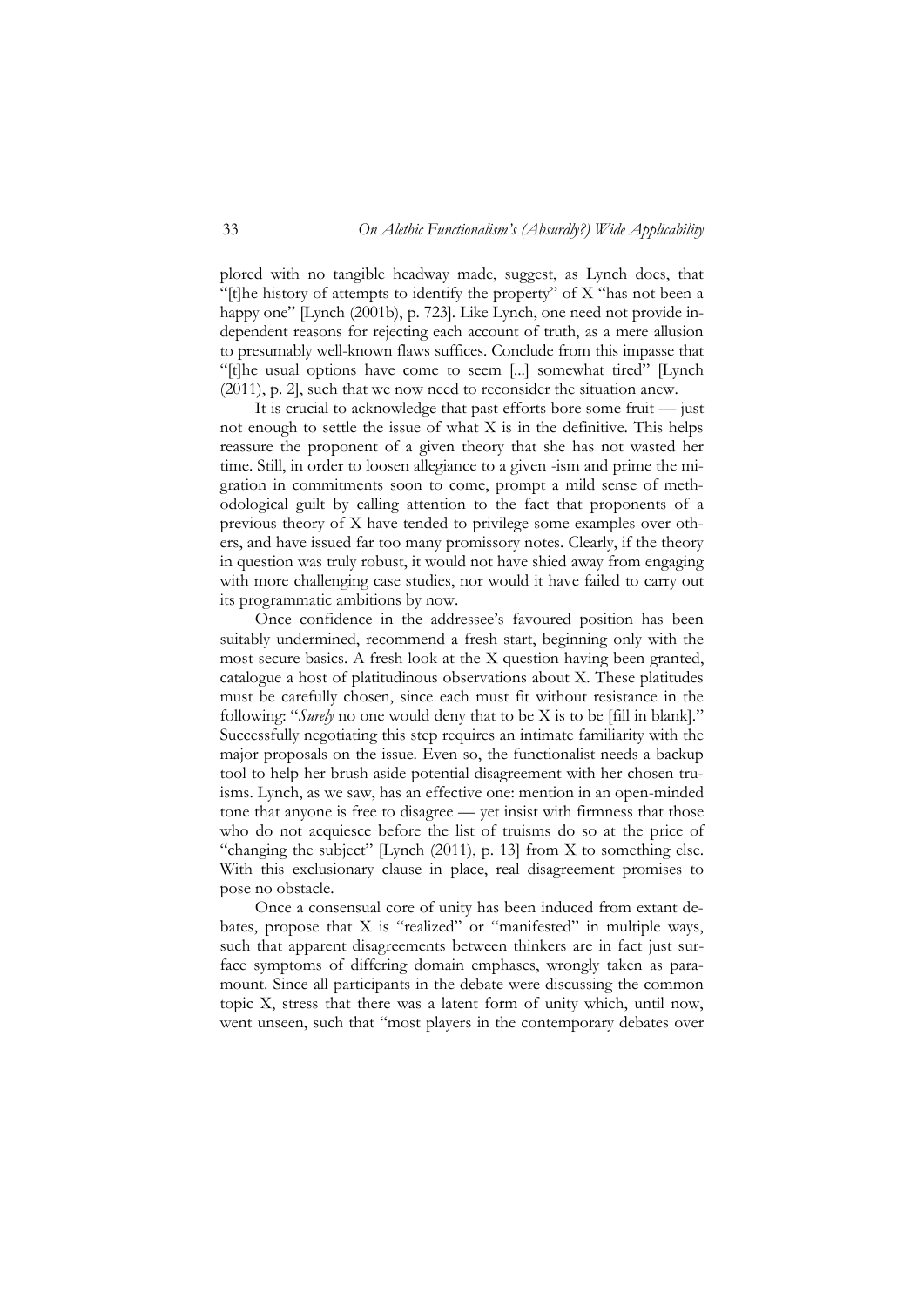plored with no tangible headway made, suggest, as Lynch does, that "[t]he history of attempts to identify the property" of X "has not been a happy one" [Lynch (2001b), p. 723]. Like Lynch, one need not provide independent reasons for rejecting each account of truth, as a mere allusion to presumably well-known flaws suffices. Conclude from this impasse that "[t]he usual options have come to seem [...] somewhat tired" [Lynch (2011), p. 2], such that we now need to reconsider the situation anew.

It is crucial to acknowledge that past efforts bore some fruit — just not enough to settle the issue of what X is in the definitive. This helps reassure the proponent of a given theory that she has not wasted her time. Still, in order to loosen allegiance to a given -ism and prime the migration in commitments soon to come, prompt a mild sense of methodological guilt by calling attention to the fact that proponents of a previous theory of X have tended to privilege some examples over others, and have issued far too many promissory notes. Clearly, if the theory in question was truly robust, it would not have shied away from engaging with more challenging case studies, nor would it have failed to carry out its programmatic ambitions by now.

Once confidence in the addressee's favoured position has been suitably undermined, recommend a fresh start, beginning only with the most secure basics. A fresh look at the X question having been granted, catalogue a host of platitudinous observations about X. These platitudes must be carefully chosen, since each must fit without resistance in the following: "*Surely* no one would deny that to be X is to be [fill in blank]." Successfully negotiating this step requires an intimate familiarity with the major proposals on the issue. Even so, the functionalist needs a backup tool to help her brush aside potential disagreement with her chosen truisms. Lynch, as we saw, has an effective one: mention in an open-minded tone that anyone is free to disagree — yet insist with firmness that those who do not acquiesce before the list of truisms do so at the price of "changing the subject" [Lynch (2011), p. 13] from X to something else. With this exclusionary clause in place, real disagreement promises to pose no obstacle.

Once a consensual core of unity has been induced from extant debates, propose that X is "realized" or "manifested" in multiple ways, such that apparent disagreements between thinkers are in fact just surface symptoms of differing domain emphases, wrongly taken as paramount. Since all participants in the debate were discussing the common topic X, stress that there was a latent form of unity which, until now, went unseen, such that "most players in the contemporary debates over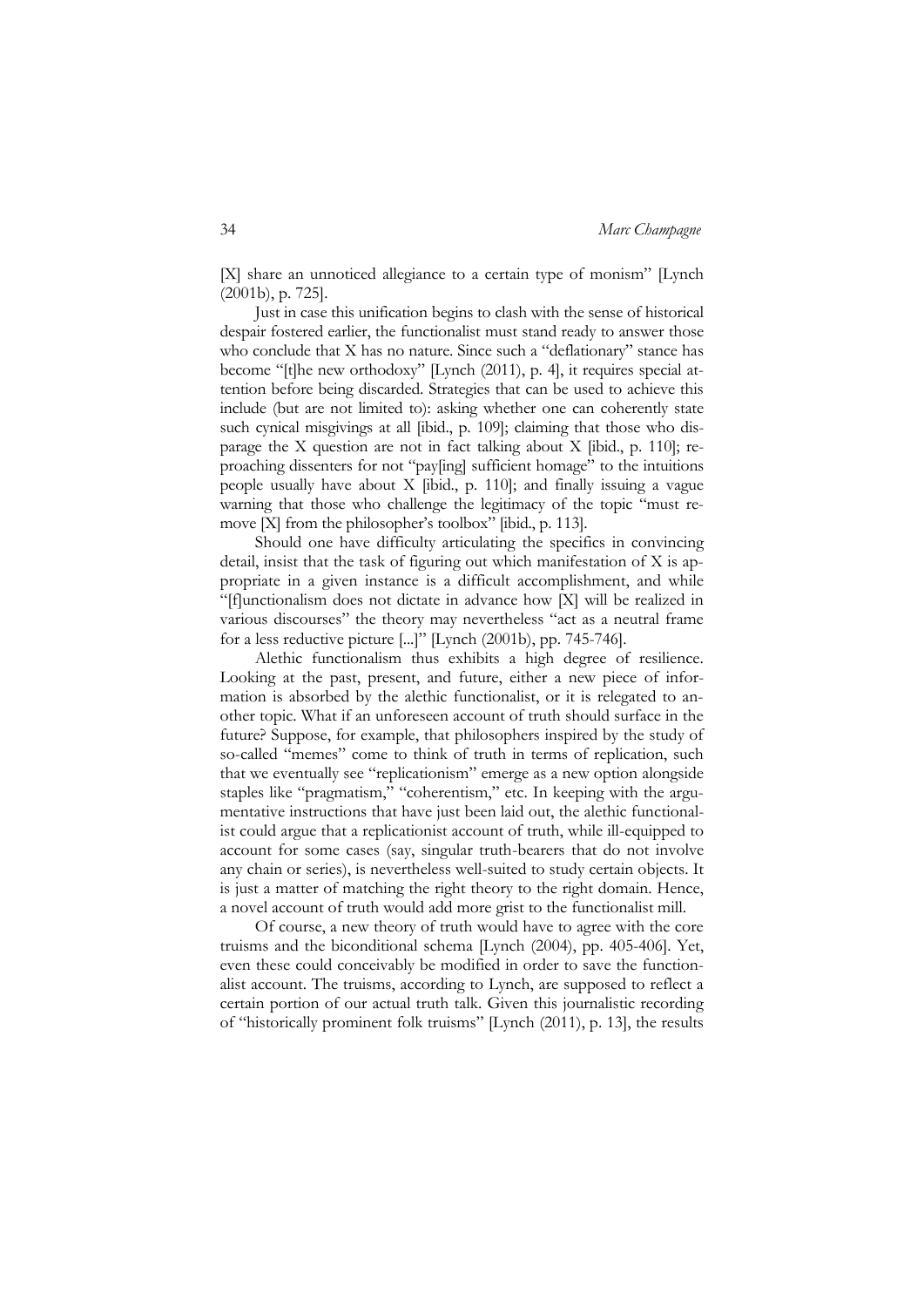[X] share an unnoticed allegiance to a certain type of monism" [Lynch (2001b), p. 725].

Just in case this unification begins to clash with the sense of historical despair fostered earlier, the functionalist must stand ready to answer those who conclude that X has no nature. Since such a "deflationary" stance has become "[t]he new orthodoxy" [Lynch (2011), p. 4], it requires special attention before being discarded. Strategies that can be used to achieve this include (but are not limited to): asking whether one can coherently state such cynical misgivings at all [ibid., p. 109]; claiming that those who disparage the X question are not in fact talking about X [ibid., p. 110]; reproaching dissenters for not "pay[ing] sufficient homage" to the intuitions people usually have about X [ibid., p. 110]; and finally issuing a vague warning that those who challenge the legitimacy of the topic "must remove [X] from the philosopher's toolbox" [ibid., p. 113].

Should one have difficulty articulating the specifics in convincing detail, insist that the task of figuring out which manifestation of X is appropriate in a given instance is a difficult accomplishment, and while "[f]unctionalism does not dictate in advance how [X] will be realized in various discourses" the theory may nevertheless "act as a neutral frame for a less reductive picture [...]" [Lynch (2001b), pp. 745-746].

Alethic functionalism thus exhibits a high degree of resilience. Looking at the past, present, and future, either a new piece of information is absorbed by the alethic functionalist, or it is relegated to another topic. What if an unforeseen account of truth should surface in the future? Suppose, for example, that philosophers inspired by the study of so-called "memes" come to think of truth in terms of replication, such that we eventually see "replicationism" emerge as a new option alongside staples like "pragmatism," "coherentism," etc. In keeping with the argumentative instructions that have just been laid out, the alethic functionalist could argue that a replicationist account of truth, while ill-equipped to account for some cases (say, singular truth-bearers that do not involve any chain or series), is nevertheless well-suited to study certain objects. It is just a matter of matching the right theory to the right domain. Hence, a novel account of truth would add more grist to the functionalist mill.

Of course, a new theory of truth would have to agree with the core truisms and the biconditional schema [Lynch (2004), pp. 405-406]. Yet, even these could conceivably be modified in order to save the functionalist account. The truisms, according to Lynch, are supposed to reflect a certain portion of our actual truth talk. Given this journalistic recording of "historically prominent folk truisms" [Lynch (2011), p. 13], the results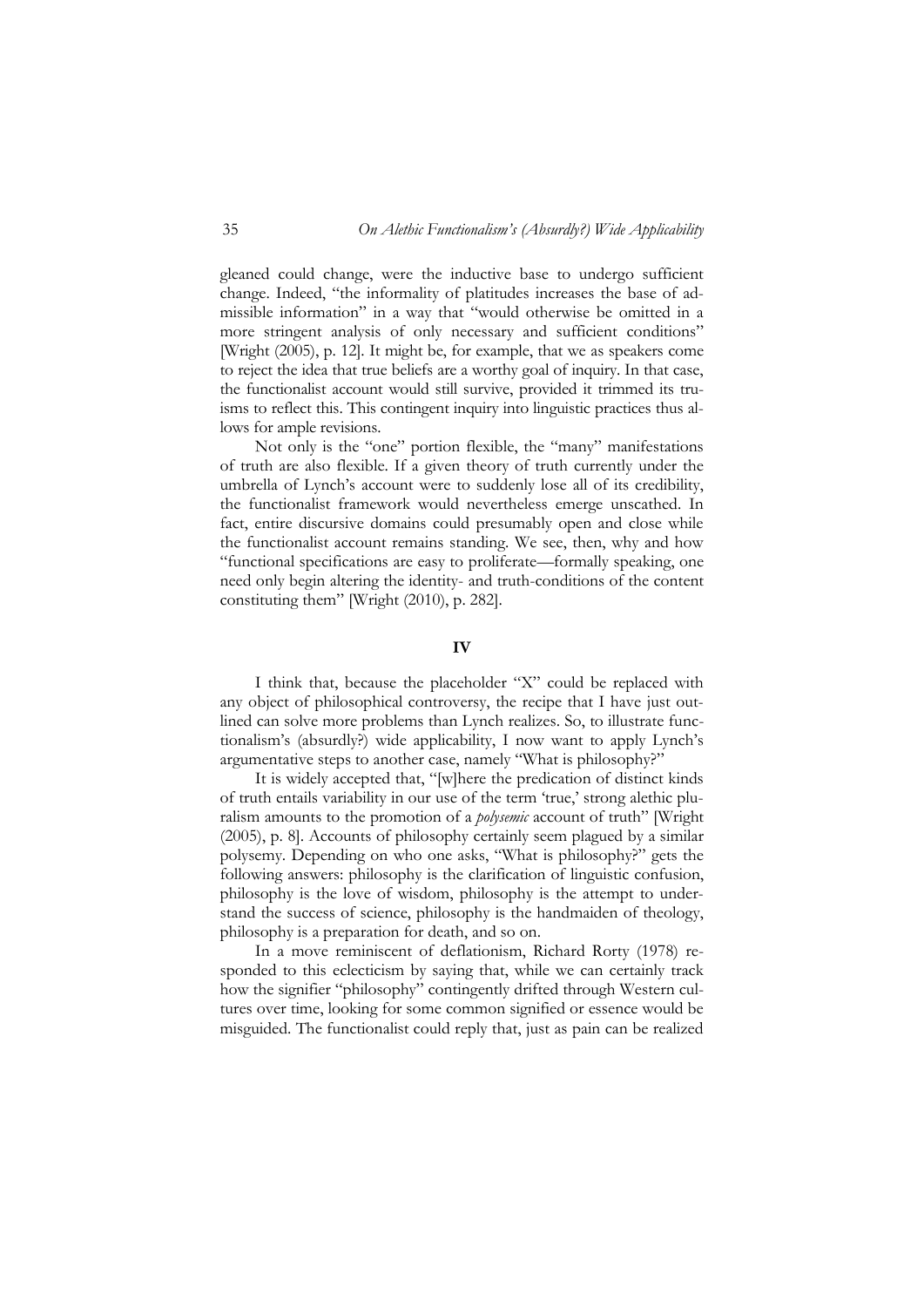gleaned could change, were the inductive base to undergo sufficient change. Indeed, "the informality of platitudes increases the base of admissible information" in a way that "would otherwise be omitted in a more stringent analysis of only necessary and sufficient conditions" [Wright (2005), p. 12]. It might be, for example, that we as speakers come to reject the idea that true beliefs are a worthy goal of inquiry. In that case, the functionalist account would still survive, provided it trimmed its truisms to reflect this. This contingent inquiry into linguistic practices thus allows for ample revisions.

Not only is the "one" portion flexible, the "many" manifestations of truth are also flexible. If a given theory of truth currently under the umbrella of Lynch's account were to suddenly lose all of its credibility, the functionalist framework would nevertheless emerge unscathed. In fact, entire discursive domains could presumably open and close while the functionalist account remains standing. We see, then, why and how "functional specifications are easy to proliferate—formally speaking, one need only begin altering the identity- and truth-conditions of the content constituting them" [Wright (2010), p. 282].

## IV

I think that, because the placeholder "X" could be replaced with any object of philosophical controversy, the recipe that I have just outlined can solve more problems than Lynch realizes. So, to illustrate functionalism's (absurdly?) wide applicability, I now want to apply Lynch's argumentative steps to another case, namely "What is philosophy?"

It is widely accepted that, "[w]here the predication of distinct kinds of truth entails variability in our use of the term 'true,' strong alethic pluralism amounts to the promotion of a *polysemic* account of truth" [Wright (2005), p. 8]. Accounts of philosophy certainly seem plagued by a similar polysemy. Depending on who one asks, "What is philosophy?" gets the following answers: philosophy is the clarification of linguistic confusion, philosophy is the love of wisdom, philosophy is the attempt to understand the success of science, philosophy is the handmaiden of theology, philosophy is a preparation for death, and so on.

In a move reminiscent of deflationism, Richard Rorty (1978) responded to this eclecticism by saying that, while we can certainly track how the signifier "philosophy" contingently drifted through Western cultures over time, looking for some common signified or essence would be misguided. The functionalist could reply that, just as pain can be realized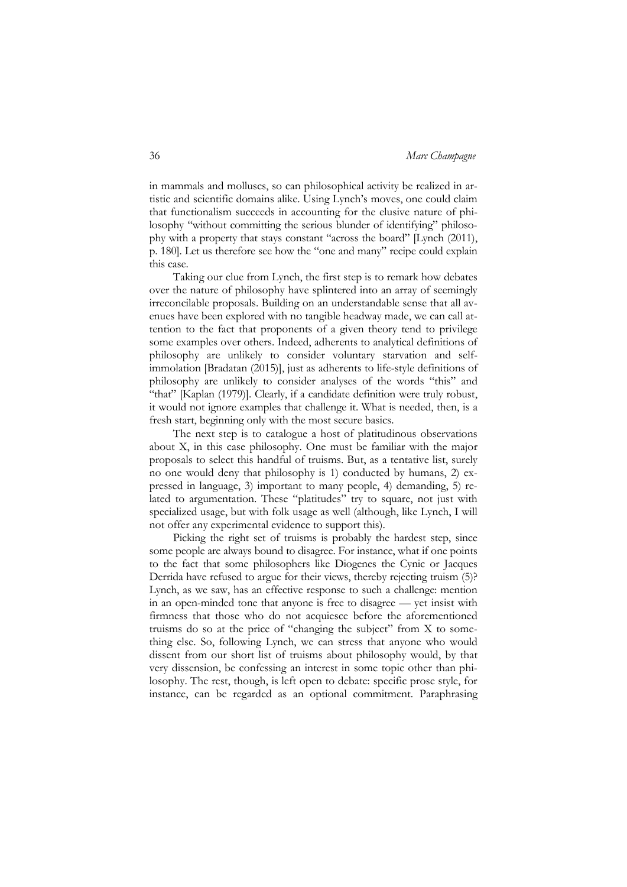in mammals and molluscs, so can philosophical activity be realized in artistic and scientific domains alike. Using Lynch's moves, one could claim that functionalism succeeds in accounting for the elusive nature of philosophy "without committing the serious blunder of identifying" philosophy with a property that stays constant "across the board" [Lynch (2011), p. 180]. Let us therefore see how the "one and many" recipe could explain this case.

Taking our clue from Lynch, the first step is to remark how debates over the nature of philosophy have splintered into an array of seemingly irreconcilable proposals. Building on an understandable sense that all avenues have been explored with no tangible headway made, we can call attention to the fact that proponents of a given theory tend to privilege some examples over others. Indeed, adherents to analytical definitions of philosophy are unlikely to consider voluntary starvation and self-immolation [Bradatan (2015)], just as adherents to life-style definitions of philosophy are unlikely to consider analyses of the words "this" and "that" [Kaplan (1979)]. Clearly, if a candidate definition were truly robust, it would not ignore examples that challenge it. What is needed, then, is a fresh start, beginning only with the most secure basics.

The next step is to catalogue a host of platitudinous observations about X, in this case philosophy. One must be familiar with the major proposals to select this handful of truisms. But, as a tentative list, surely no one would deny that philosophy is 1) conducted by humans, 2) expressed in language, 3) important to many people, 4) demanding, 5) related to argumentation. These "platitudes" try to square, not just with specialized usage, but with folk usage as well (although, like Lynch, I will not offer any experimental evidence to support this).

Picking the right set of truisms is probably the hardest step, since some people are always bound to disagree. For instance, what if one points to the fact that some philosophers like Diogenes the Cynic or Jacques Derrida have refused to argue for their views, thereby rejecting truism (5)? Lynch, as we saw, has an effective response to such a challenge: mention in an open-minded tone that anyone is free to disagree — yet insist with firmness that those who do not acquiesce before the aforementioned truisms do so at the price of "changing the subject" from X to something else. So, following Lynch, we can stress that anyone who would dissent from our short list of truisms about philosophy would, by that very dissension, be confessing an interest in some topic other than philosophy. The rest, though, is left open to debate: specific prose style, for instance, can be regarded as an optional commitment. Paraphrasing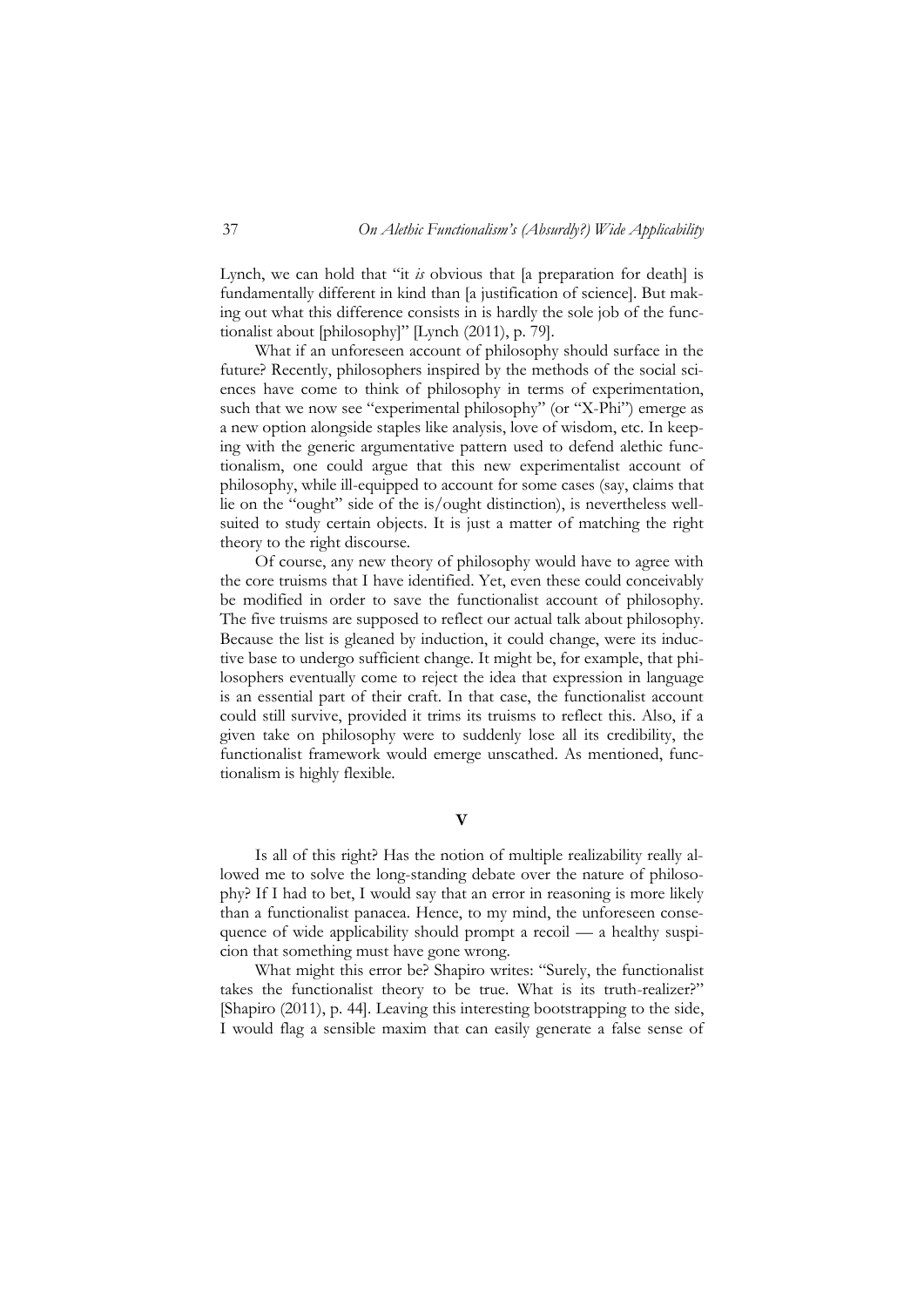Lynch, we can hold that "it *is* obvious that [a preparation for death] is fundamentally different in kind than [a justification of science]. But making out what this difference consists in is hardly the sole job of the functionalist about [philosophy]" [Lynch (2011), p. 79].

What if an unforeseen account of philosophy should surface in the future? Recently, philosophers inspired by the methods of the social sciences have come to think of philosophy in terms of experimentation, such that we now see "experimental philosophy" (or "X-Phi") emerge as a new option alongside staples like analysis, love of wisdom, etc. In keeping with the generic argumentative pattern used to defend alethic functionalism, one could argue that this new experimentalist account of philosophy, while ill-equipped to account for some cases (say, claims that lie on the "ought" side of the is/ought distinction), is nevertheless well-suited to study certain objects. It is just a matter of matching the right theory to the right discourse.

Of course, any new theory of philosophy would have to agree with the core truisms that I have identified. Yet, even these could conceivably be modified in order to save the functionalist account of philosophy. The five truisms are supposed to reflect our actual talk about philosophy. Because the list is gleaned by induction, it could change, were its inductive base to undergo sufficient change. It might be, for example, that philosophers eventually come to reject the idea that expression in language is an essential part of their craft. In that case, the functionalist account could still survive, provided it trims its truisms to reflect this. Also, if a given take on philosophy were to suddenly lose all its credibility, the functionalist framework would emerge unscathed. As mentioned, functionalism is highly flexible.

## V

Is all of this right? Has the notion of multiple realizability really allowed me to solve the long-standing debate over the nature of philosophy? If I had to bet, I would say that an error in reasoning is more likely than a functionalist panacea. Hence, to my mind, the unforeseen consequence of wide applicability should prompt a recoil — a healthy suspicion that something must have gone wrong.

What might this error be? Shapiro writes: "Surely, the functionalist takes the functionalist theory to be true. What is its truth-realizer?" [Shapiro (2011), p. 44]. Leaving this interesting bootstrapping to the side, I would flag a sensible maxim that can easily generate a false sense of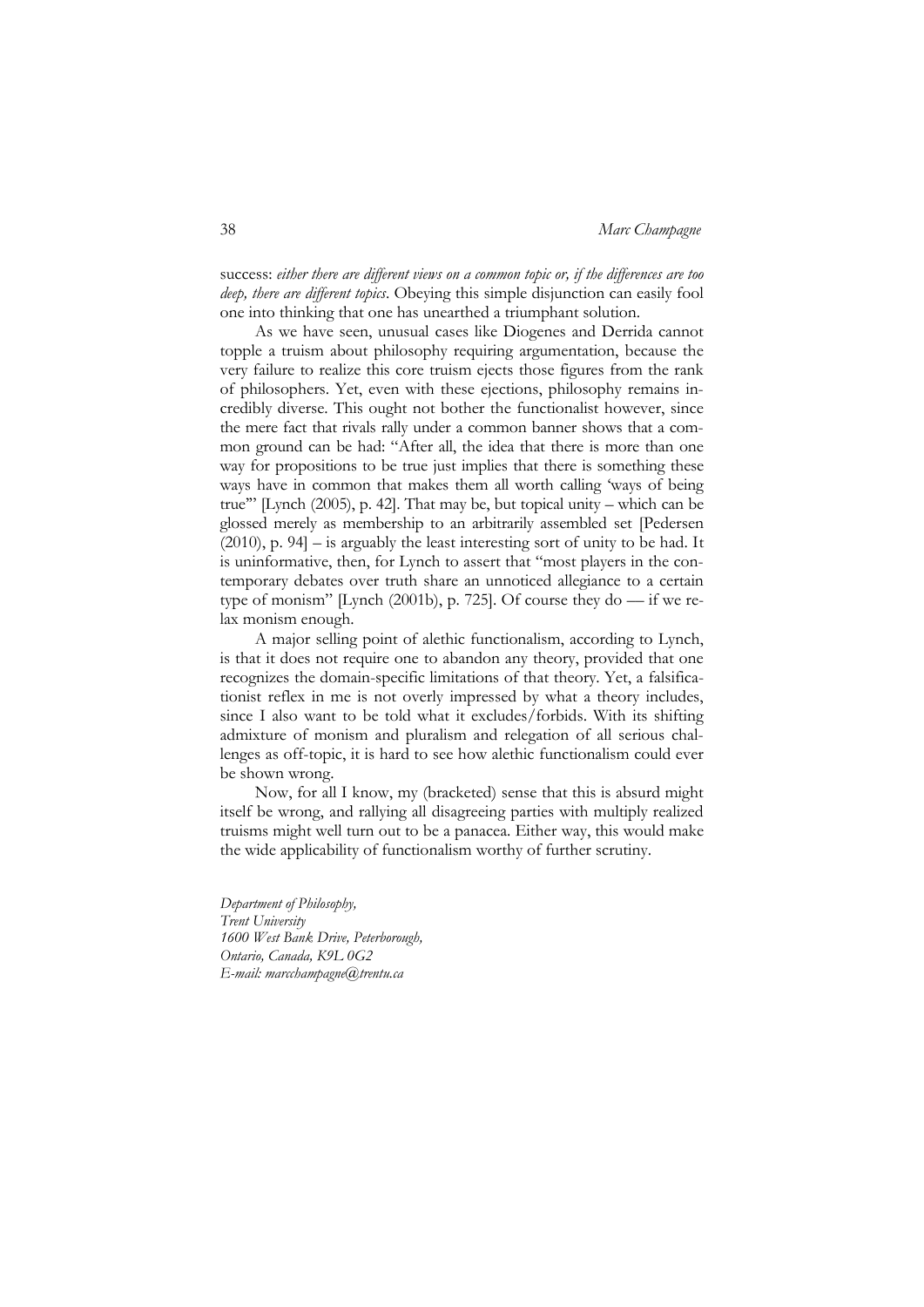success: *either there are different views on a common topic or, if the differences are too deep, there are different topics*. Obeying this simple disjunction can easily fool one into thinking that one has unearthed a triumphant solution.

As we have seen, unusual cases like Diogenes and Derrida cannot topple a truism about philosophy requiring argumentation, because the very failure to realize this core truism ejects those figures from the rank of philosophers. Yet, even with these ejections, philosophy remains incredibly diverse. This ought not bother the functionalist however, since the mere fact that rivals rally under a common banner shows that a common ground can be had: "After all, the idea that there is more than one way for propositions to be true just implies that there is something these ways have in common that makes them all worth calling 'ways of being true'" [Lynch (2005), p. 42]. That may be, but topical unity – which can be glossed merely as membership to an arbitrarily assembled set [Pedersen (2010), p. 94] – is arguably the least interesting sort of unity to be had. It is uninformative, then, for Lynch to assert that "most players in the contemporary debates over truth share an unnoticed allegiance to a certain type of monism" [Lynch (2001b), p. 725]. Of course they do — if we relax monism enough.

A major selling point of alethic functionalism, according to Lynch, is that it does not require one to abandon any theory, provided that one recognizes the domain-specific limitations of that theory. Yet, a falsificationist reflex in me is not overly impressed by what a theory includes, since I also want to be told what it excludes/forbids. With its shifting admixture of monism and pluralism and relegation of all serious challenges as off-topic, it is hard to see how alethic functionalism could ever be shown wrong.

Now, for all I know, my (bracketed) sense that this is absurd might itself be wrong, and rallying all disagreeing parties with multiply realized truisms might well turn out to be a panacea. Either way, this would make the wide applicability of functionalism worthy of further scrutiny.

*Department of Philosophy,*
*Trent University*
*1600 West Bank Drive, Peterborough,*
*Ontario, Canada, K9L 0G2*
*E-mail: marcchampagne@trentu.ca*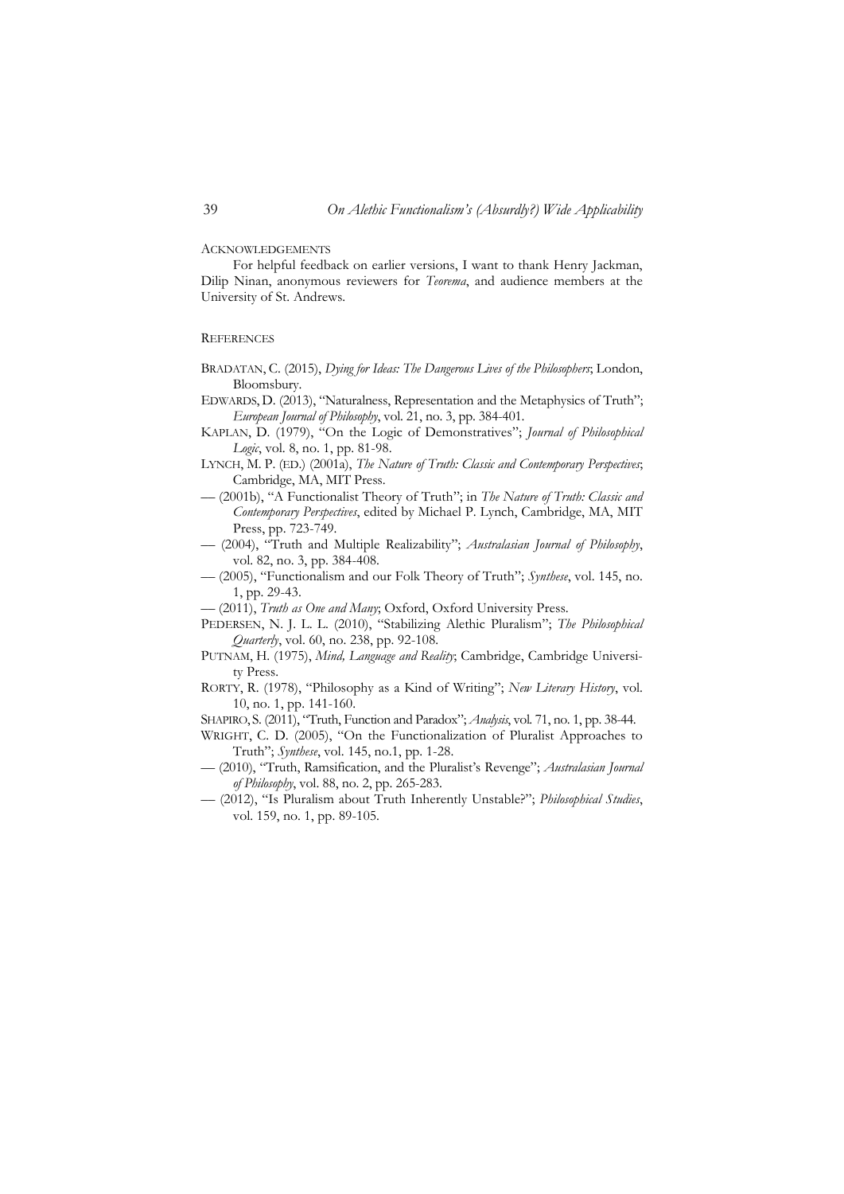## Acknowledgements

For helpful feedback on earlier versions, I want to thank Henry Jackman, Dilip Ninan, anonymous reviewers for *Teorema*, and audience members at the University of St. Andrews.

## References

BRADATAN, C. (2015), *Dying for Ideas: The Dangerous Lives of the Philosophers*; London, Bloomsbury.

EDWARDS, D. (2013), "Naturalness, Representation and the Metaphysics of Truth"; *European Journal of Philosophy*, vol. 21, no. 3, pp. 384-401.

KAPLAN, D. (1979), "On the Logic of Demonstratives"; *Journal of Philosophical Logic*, vol. 8, no. 1, pp. 81-98.

LYNCH, M. P. (ED.) (2001a), *The Nature of Truth: Classic and Contemporary Perspectives*; Cambridge, MA, MIT Press.

— (2001b), "A Functionalist Theory of Truth"; in *The Nature of Truth: Classic and Contemporary Perspectives*, edited by Michael P. Lynch, Cambridge, MA, MIT Press, pp. 723-749.

— (2004), "Truth and Multiple Realizability"; *Australasian Journal of Philosophy*, vol. 82, no. 3, pp. 384-408.

— (2005), "Functionalism and our Folk Theory of Truth"; *Synthese*, vol. 145, no. 1, pp. 29-43.

— (2011), *Truth as One and Many*; Oxford, Oxford University Press.

PEDERSEN, N. J. L. L. (2010), "Stabilizing Alethic Pluralism"; *The Philosophical Quarterly*, vol. 60, no. 238, pp. 92-108.

PUTNAM, H. (1975), *Mind, Language and Reality*; Cambridge, Cambridge University Press.

RORTY, R. (1978), "Philosophy as a Kind of Writing"; *New Literary History*, vol. 10, no. 1, pp. 141-160.

SHAPIRO, S. (2011), "Truth, Function and Paradox"; *Analysis*, vol. 71, no. 1, pp. 38-44.

WRIGHT, C. D. (2005), "On the Functionalization of Pluralist Approaches to Truth"; *Synthese*, vol. 145, no.1, pp. 1-28.

— (2010), "Truth, Ramsification, and the Pluralist's Revenge"; *Australasian Journal of Philosophy*, vol. 88, no. 2, pp. 265-283.

— (2012), "Is Pluralism about Truth Inherently Unstable?"; *Philosophical Studies*, vol. 159, no. 1, pp. 89-105.